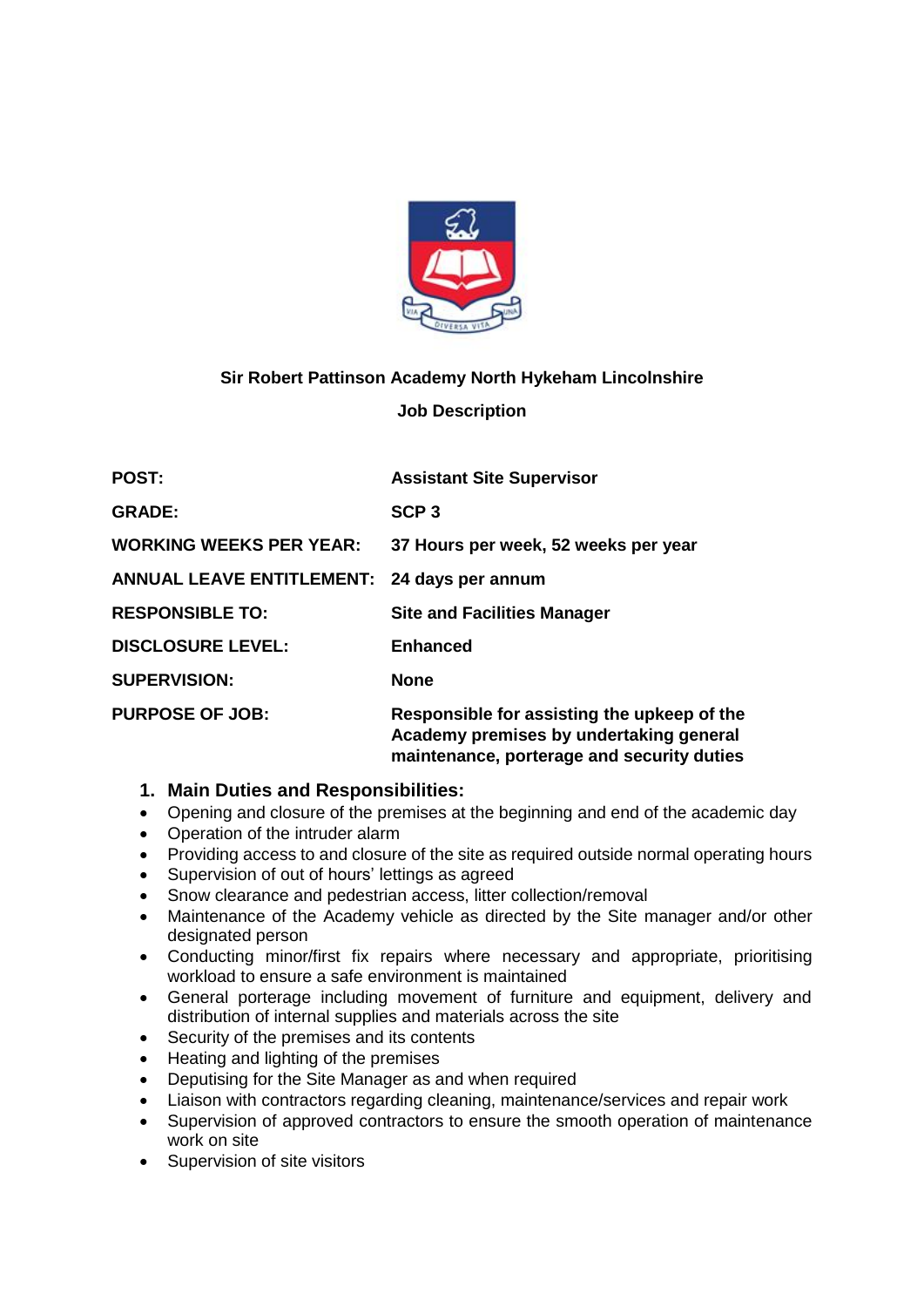**Sir Robert Pattinson Academy North Hykeham Lincolnshire**

**Job Description**

| | |
|---|---|
| **POST:** | **Assistant Site Supervisor** |
| **GRADE:** | **SCP 3** |
| **WORKING WEEKS PER YEAR:** | **37 Hours per week, 52 weeks per year** |
| **ANNUAL LEAVE ENTITLEMENT:** | **24 days per annum** |
| **RESPONSIBLE TO:** | **Site and Facilities Manager** |
| **DISCLOSURE LEVEL:** | **Enhanced** |
| **SUPERVISION:** | **None** |
| **PURPOSE OF JOB:** | **Responsible for assisting the upkeep of the Academy premises by undertaking general maintenance, porterage and security duties** |

## 1. Main Duties and Responsibilities:

- Opening and closure of the premises at the beginning and end of the academic day
- Operation of the intruder alarm
- Providing access to and closure of the site as required outside normal operating hours
- Supervision of out of hours' lettings as agreed
- Snow clearance and pedestrian access, litter collection/removal
- Maintenance of the Academy vehicle as directed by the Site manager and/or other designated person
- Conducting minor/first fix repairs where necessary and appropriate, prioritising workload to ensure a safe environment is maintained
- General porterage including movement of furniture and equipment, delivery and distribution of internal supplies and materials across the site
- Security of the premises and its contents
- Heating and lighting of the premises
- Deputising for the Site Manager as and when required
- Liaison with contractors regarding cleaning, maintenance/services and repair work
- Supervision of approved contractors to ensure the smooth operation of maintenance work on site
- Supervision of site visitors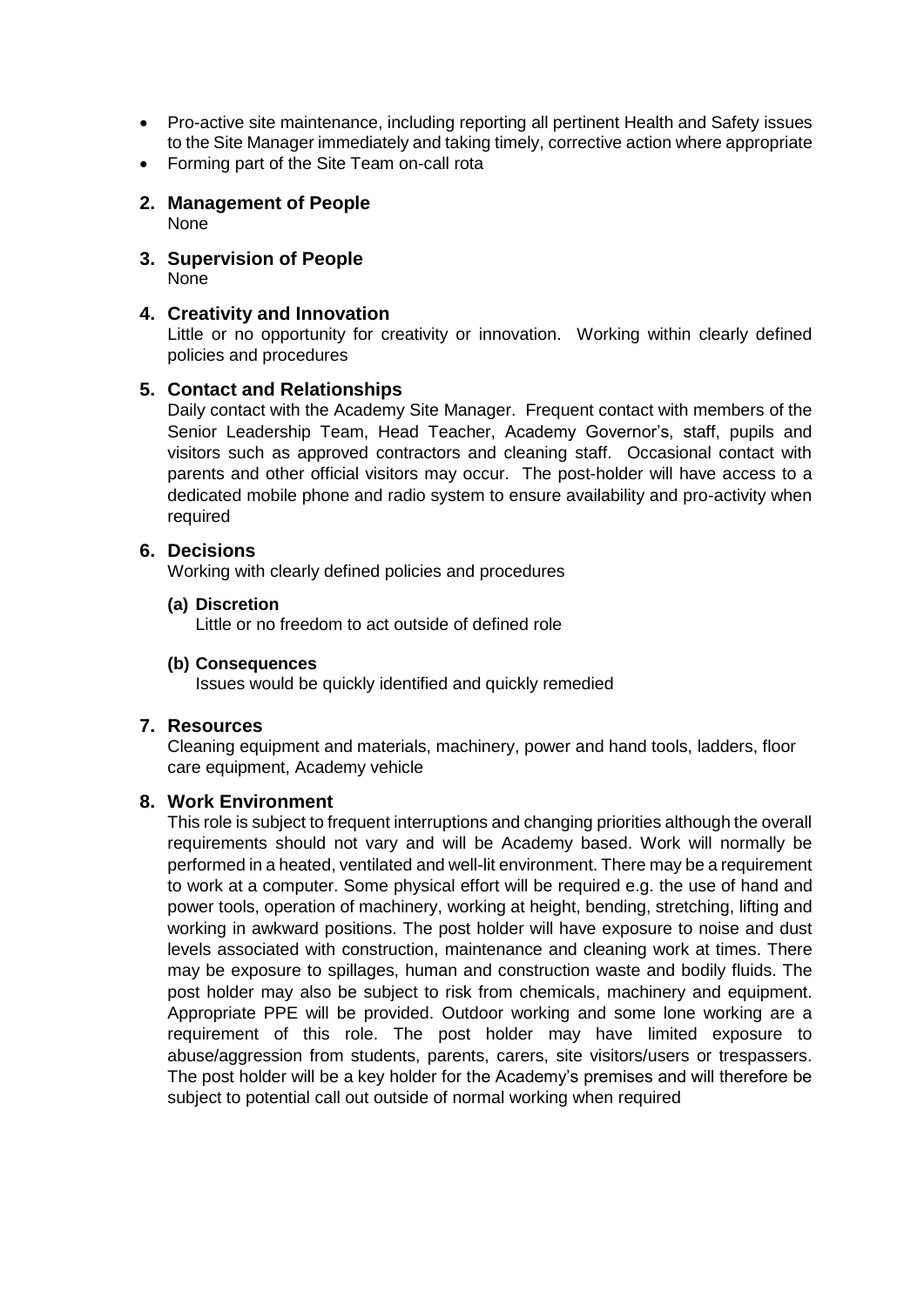- Pro-active site maintenance, including reporting all pertinent Health and Safety issues to the Site Manager immediately and taking timely, corrective action where appropriate
- Forming part of the Site Team on-call rota

## 2. Management of People

None

## 3. Supervision of People

None

## 4. Creativity and Innovation

Little or no opportunity for creativity or innovation. Working within clearly defined policies and procedures

## 5. Contact and Relationships

Daily contact with the Academy Site Manager. Frequent contact with members of the Senior Leadership Team, Head Teacher, Academy Governor's, staff, pupils and visitors such as approved contractors and cleaning staff. Occasional contact with parents and other official visitors may occur. The post-holder will have access to a dedicated mobile phone and radio system to ensure availability and pro-activity when required

## 6. Decisions

Working with clearly defined policies and procedures

### (a) Discretion

Little or no freedom to act outside of defined role

### (b) Consequences

Issues would be quickly identified and quickly remedied

## 7. Resources

Cleaning equipment and materials, machinery, power and hand tools, ladders, floor care equipment, Academy vehicle

## 8. Work Environment

This role is subject to frequent interruptions and changing priorities although the overall requirements should not vary and will be Academy based. Work will normally be performed in a heated, ventilated and well-lit environment. There may be a requirement to work at a computer. Some physical effort will be required e.g. the use of hand and power tools, operation of machinery, working at height, bending, stretching, lifting and working in awkward positions. The post holder will have exposure to noise and dust levels associated with construction, maintenance and cleaning work at times. There may be exposure to spillages, human and construction waste and bodily fluids. The post holder may also be subject to risk from chemicals, machinery and equipment. Appropriate PPE will be provided. Outdoor working and some lone working are a requirement of this role. The post holder may have limited exposure to abuse/aggression from students, parents, carers, site visitors/users or trespassers. The post holder will be a key holder for the Academy's premises and will therefore be subject to potential call out outside of normal working when required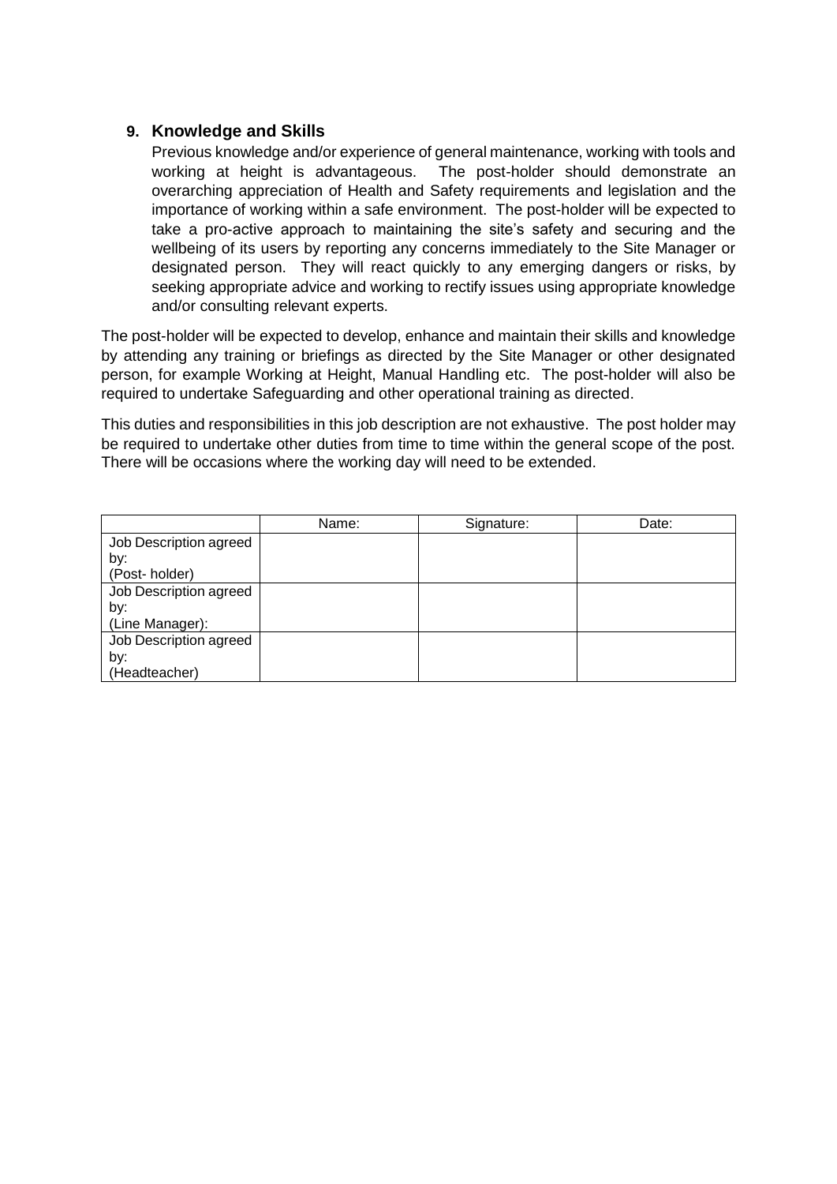## 9. Knowledge and Skills

Previous knowledge and/or experience of general maintenance, working with tools and working at height is advantageous. The post-holder should demonstrate an overarching appreciation of Health and Safety requirements and legislation and the importance of working within a safe environment. The post-holder will be expected to take a pro-active approach to maintaining the site's safety and securing and the wellbeing of its users by reporting any concerns immediately to the Site Manager or designated person. They will react quickly to any emerging dangers or risks, by seeking appropriate advice and working to rectify issues using appropriate knowledge and/or consulting relevant experts.

The post-holder will be expected to develop, enhance and maintain their skills and knowledge by attending any training or briefings as directed by the Site Manager or other designated person, for example Working at Height, Manual Handling etc. The post-holder will also be required to undertake Safeguarding and other operational training as directed.

This duties and responsibilities in this job description are not exhaustive. The post holder may be required to undertake other duties from time to time within the general scope of the post. There will be occasions where the working day will need to be extended.

| | Name: | Signature: | Date: |
|---|---|---|---|
| Job Description agreed by: (Post- holder) | | | |
| Job Description agreed by: (Line Manager): | | | |
| Job Description agreed by: (Headteacher) | | | |